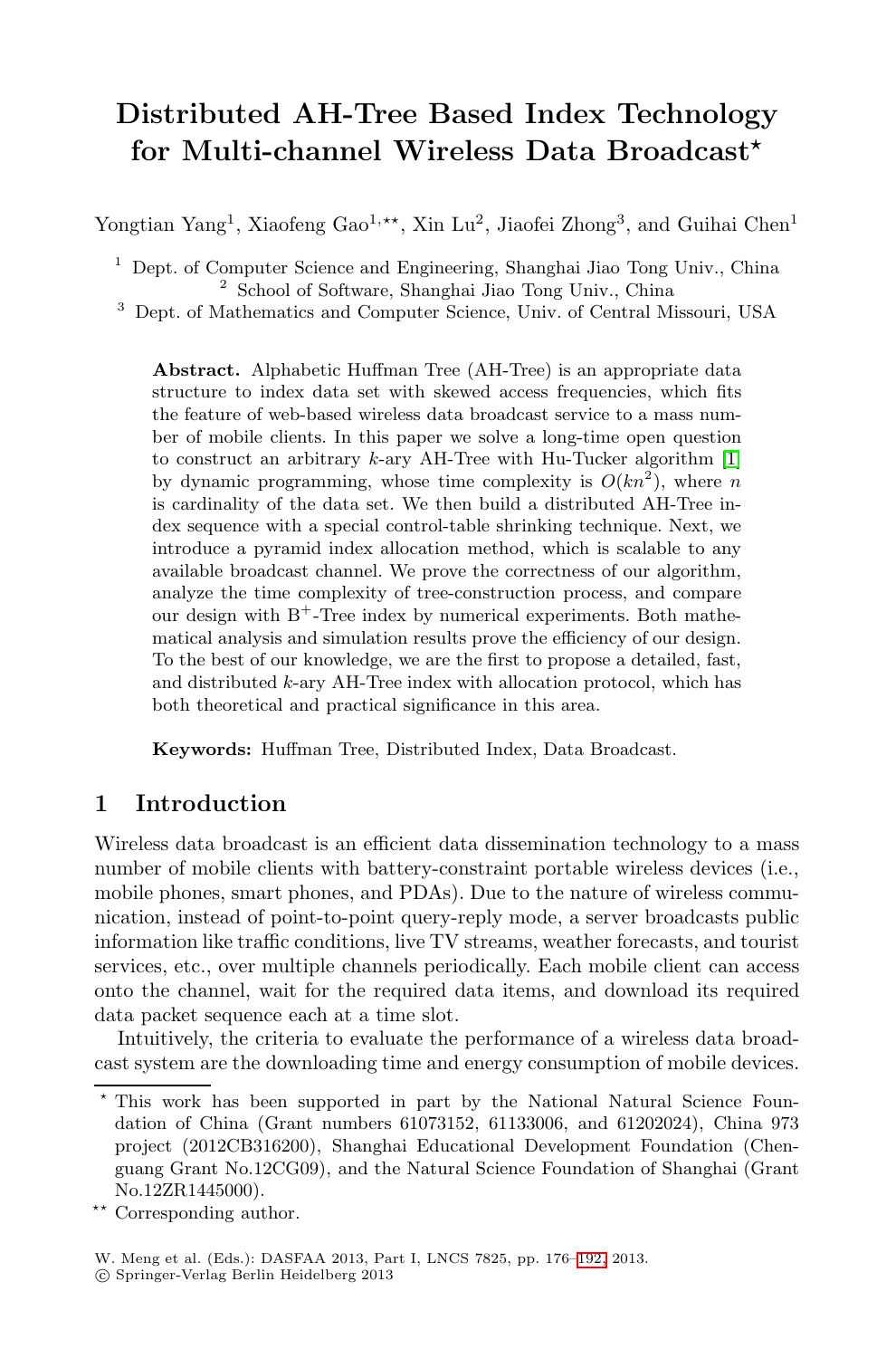# Distributed AH-Tree Based Index Technology for Multi-channel Wireless Data Broadcast*

Yongtian Yang[1], Xiaofeng Gao[1,**], Xin Lu[2], Jiaofei Zhong[3], and Guihai Chen[1]

[1] Dept. of Computer Science and Engineering, Shanghai Jiao Tong Univ., China
[2] School of Software, Shanghai Jiao Tong Univ., China
[3] Dept. of Mathematics and Computer Science, Univ. of Central Missouri, USA

**Abstract.** Alphabetic Huffman Tree (AH-Tree) is an appropriate data structure to index data set with skewed access frequencies, which fits the feature of web-based wireless data broadcast service to a mass number of mobile clients. In this paper we solve a long-time open question to construct an arbitrary $k$-ary AH-Tree with Hu-Tucker algorithm [1] by dynamic programming, whose time complexity is $O(kn^2)$, where $n$ is cardinality of the data set. We then build a distributed AH-Tree index sequence with a special control-table shrinking technique. Next, we introduce a pyramid index allocation method, which is scalable to any available broadcast channel. We prove the correctness of our algorithm, analyze the time complexity of tree-construction process, and compare our design with B$^+$-Tree index by numerical experiments. Both mathematical analysis and simulation results prove the efficiency of our design. To the best of our knowledge, we are the first to propose a detailed, fast, and distributed $k$-ary AH-Tree index with allocation protocol, which has both theoretical and practical significance in this area.

**Keywords:** Huffman Tree, Distributed Index, Data Broadcast.

## 1 Introduction

Wireless data broadcast is an efficient data dissemination technology to a mass number of mobile clients with battery-constraint portable wireless devices (i.e., mobile phones, smart phones, and PDAs). Due to the nature of wireless communication, instead of point-to-point query-reply mode, a server broadcasts public information like traffic conditions, live TV streams, weather forecasts, and tourist services, etc., over multiple channels periodically. Each mobile client can access onto the channel, wait for the required data items, and download its required data packet sequence each at a time slot.

Intuitively, the criteria to evaluate the performance of a wireless data broadcast system are the downloading time and energy consumption of mobile devices.

* This work has been supported in part by the National Natural Science Foundation of China (Grant numbers 61073152, 61133006, and 61202024), China 973 project (2012CB316200), Shanghai Educational Development Foundation (Chenguang Grant No.12CG09), and the Natural Science Foundation of Shanghai (Grant No.12ZR1445000).

** Corresponding author.

W. Meng et al. (Eds.): DASFAA 2013, Part I, LNCS 7825, pp. 176–192, 2013.
© Springer-Verlag Berlin Heidelberg 2013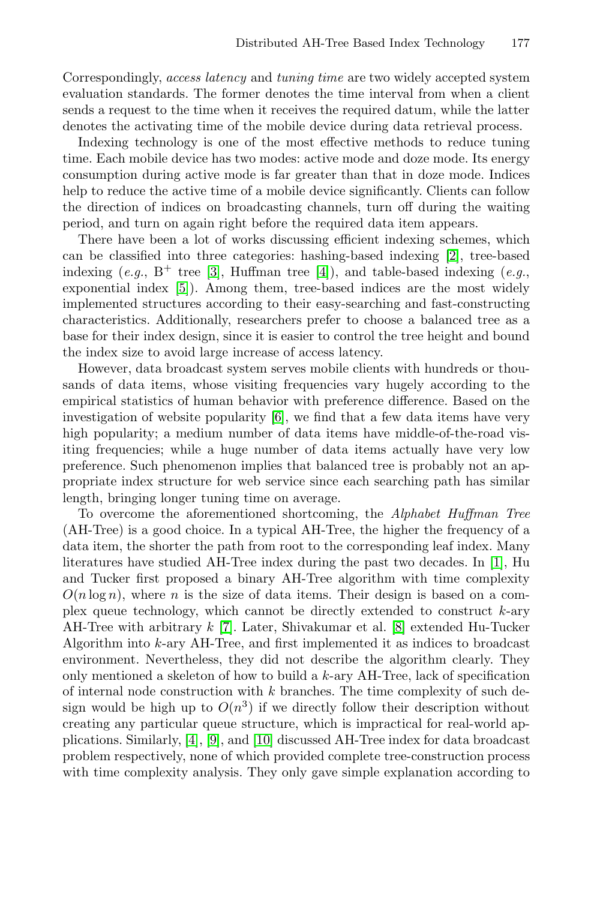Correspondingly, *access latency* and *tuning time* are two widely accepted system evaluation standards. The former denotes the time interval from when a client sends a request to the time when it receives the required datum, while the latter denotes the activating time of the mobile device during data retrieval process.

Indexing technology is one of the most effective methods to reduce tuning time. Each mobile device has two modes: active mode and doze mode. Its energy consumption during active mode is far greater than that in doze mode. Indices help to reduce the active time of a mobile device significantly. Clients can follow the direction of indices on broadcasting channels, turn off during the waiting period, and turn on again right before the required data item appears.

There have been a lot of works discussing efficient indexing schemes, which can be classified into three categories: hashing-based indexing [2], tree-based indexing (*e.g.*, $B^+$ tree [3], Huffman tree [4]), and table-based indexing (*e.g.*, exponential index [5]). Among them, tree-based indices are the most widely implemented structures according to their easy-searching and fast-constructing characteristics. Additionally, researchers prefer to choose a balanced tree as a base for their index design, since it is easier to control the tree height and bound the index size to avoid large increase of access latency.

However, data broadcast system serves mobile clients with hundreds or thousands of data items, whose visiting frequencies vary hugely according to the empirical statistics of human behavior with preference difference. Based on the investigation of website popularity [6], we find that a few data items have very high popularity; a medium number of data items have middle-of-the-road visiting frequencies; while a huge number of data items actually have very low preference. Such phenomenon implies that balanced tree is probably not an appropriate index structure for web service since each searching path has similar length, bringing longer tuning time on average.

To overcome the aforementioned shortcoming, the *Alphabet Huffman Tree* (AH-Tree) is a good choice. In a typical AH-Tree, the higher the frequency of a data item, the shorter the path from root to the corresponding leaf index. Many literatures have studied AH-Tree index during the past two decades. In [1], Hu and Tucker first proposed a binary AH-Tree algorithm with time complexity $O(n \log n)$, where $n$ is the size of data items. Their design is based on a complex queue technology, which cannot be directly extended to construct $k$-ary AH-Tree with arbitrary $k$ [7]. Later, Shivakumar et al. [8] extended Hu-Tucker Algorithm into $k$-ary AH-Tree, and first implemented it as indices to broadcast environment. Nevertheless, they did not describe the algorithm clearly. They only mentioned a skeleton of how to build a $k$-ary AH-Tree, lack of specification of internal node construction with $k$ branches. The time complexity of such design would be high up to $O(n^3)$ if we directly follow their description without creating any particular queue structure, which is impractical for real-world applications. Similarly, [4], [9], and [10] discussed AH-Tree index for data broadcast problem respectively, none of which provided complete tree-construction process with time complexity analysis. They only gave simple explanation according to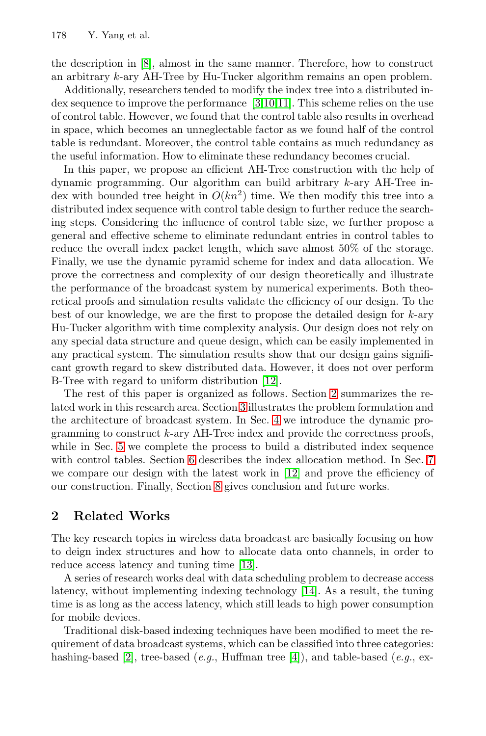the description in [8], almost in the same manner. Therefore, how to construct an arbitrary $k$-ary AH-Tree by Hu-Tucker algorithm remains an open problem.

Additionally, researchers tended to modify the index tree into a distributed index sequence to improve the performance [3,10,11]. This scheme relies on the use of control table. However, we found that the control table also results in overhead in space, which becomes an unneglectable factor as we found half of the control table is redundant. Moreover, the control table contains as much redundancy as the useful information. How to eliminate these redundancy becomes crucial.

In this paper, we propose an efficient AH-Tree construction with the help of dynamic programming. Our algorithm can build arbitrary $k$-ary AH-Tree index with bounded tree height in $O(kn^2)$ time. We then modify this tree into a distributed index sequence with control table design to further reduce the searching steps. Considering the influence of control table size, we further propose a general and effective scheme to eliminate redundant entries in control tables to reduce the overall index packet length, which save almost 50% of the storage. Finally, we use the dynamic pyramid scheme for index and data allocation. We prove the correctness and complexity of our design theoretically and illustrate the performance of the broadcast system by numerical experiments. Both theoretical proofs and simulation results validate the efficiency of our design. To the best of our knowledge, we are the first to propose the detailed design for $k$-ary Hu-Tucker algorithm with time complexity analysis. Our design does not rely on any special data structure and queue design, which can be easily implemented in any practical system. The simulation results show that our design gains significant growth regard to skew distributed data. However, it does not over perform B-Tree with regard to uniform distribution [12].

The rest of this paper is organized as follows. Section 2 summarizes the related work in this research area. Section 3 illustrates the problem formulation and the architecture of broadcast system. In Sec. 4 we introduce the dynamic programming to construct $k$-ary AH-Tree index and provide the correctness proofs, while in Sec. 5 we complete the process to build a distributed index sequence with control tables. Section 6 describes the index allocation method. In Sec. 7 we compare our design with the latest work in [12] and prove the efficiency of our construction. Finally, Section 8 gives conclusion and future works.

## 2 Related Works

The key research topics in wireless data broadcast are basically focusing on how to deign index structures and how to allocate data onto channels, in order to reduce access latency and tuning time [13].

A series of research works deal with data scheduling problem to decrease access latency, without implementing indexing technology [14]. As a result, the tuning time is as long as the access latency, which still leads to high power consumption for mobile devices.

Traditional disk-based indexing techniques have been modified to meet the requirement of data broadcast systems, which can be classified into three categories: hashing-based [2], tree-based (*e.g.*, Huffman tree [4]), and table-based (*e.g.*, ex-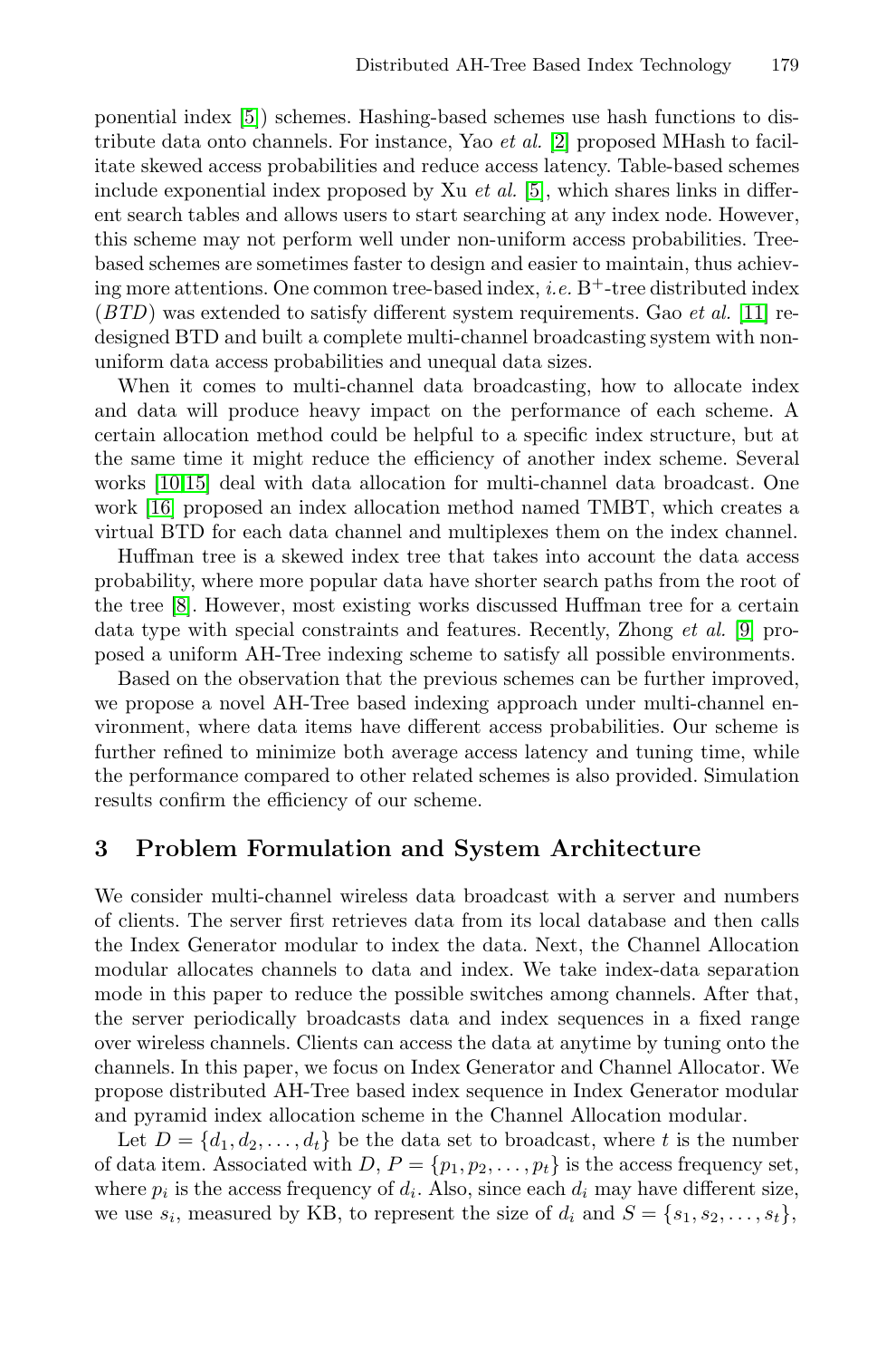ponential index [5]) schemes. Hashing-based schemes use hash functions to distribute data onto channels. For instance, Yao *et al.* [2] proposed MHash to facilitate skewed access probabilities and reduce access latency. Table-based schemes include exponential index proposed by Xu *et al.* [5], which shares links in different search tables and allows users to start searching at any index node. However, this scheme may not perform well under non-uniform access probabilities. Tree-based schemes are sometimes faster to design and easier to maintain, thus achieving more attentions. One common tree-based index, *i.e.* $B^+$-tree distributed index ($BTD$) was extended to satisfy different system requirements. Gao *et al.* [11] redesigned BTD and built a complete multi-channel broadcasting system with non-uniform data access probabilities and unequal data sizes.

When it comes to multi-channel data broadcasting, how to allocate index and data will produce heavy impact on the performance of each scheme. A certain allocation method could be helpful to a specific index structure, but at the same time it might reduce the efficiency of another index scheme. Several works [10,15] deal with data allocation for multi-channel data broadcast. One work [16] proposed an index allocation method named TMBT, which creates a virtual BTD for each data channel and multiplexes them on the index channel.

Huffman tree is a skewed index tree that takes into account the data access probability, where more popular data have shorter search paths from the root of the tree [8]. However, most existing works discussed Huffman tree for a certain data type with special constraints and features. Recently, Zhong *et al.* [9] proposed a uniform AH-Tree indexing scheme to satisfy all possible environments.

Based on the observation that the previous schemes can be further improved, we propose a novel AH-Tree based indexing approach under multi-channel environment, where data items have different access probabilities. Our scheme is further refined to minimize both average access latency and tuning time, while the performance compared to other related schemes is also provided. Simulation results confirm the efficiency of our scheme.

## 3 Problem Formulation and System Architecture

We consider multi-channel wireless data broadcast with a server and numbers of clients. The server first retrieves data from its local database and then calls the Index Generator modular to index the data. Next, the Channel Allocation modular allocates channels to data and index. We take index-data separation mode in this paper to reduce the possible switches among channels. After that, the server periodically broadcasts data and index sequences in a fixed range over wireless channels. Clients can access the data at anytime by tuning onto the channels. In this paper, we focus on Index Generator and Channel Allocator. We propose distributed AH-Tree based index sequence in Index Generator modular and pyramid index allocation scheme in the Channel Allocation modular.

Let $D = \{d_1, d_2, \ldots, d_t\}$ be the data set to broadcast, where $t$ is the number of data item. Associated with $D$, $P = \{p_1, p_2, \ldots, p_t\}$ is the access frequency set, where $p_i$ is the access frequency of $d_i$. Also, since each $d_i$ may have different size, we use $s_i$, measured by KB, to represent the size of $d_i$ and $S = \{s_1, s_2, \ldots, s_t\}$,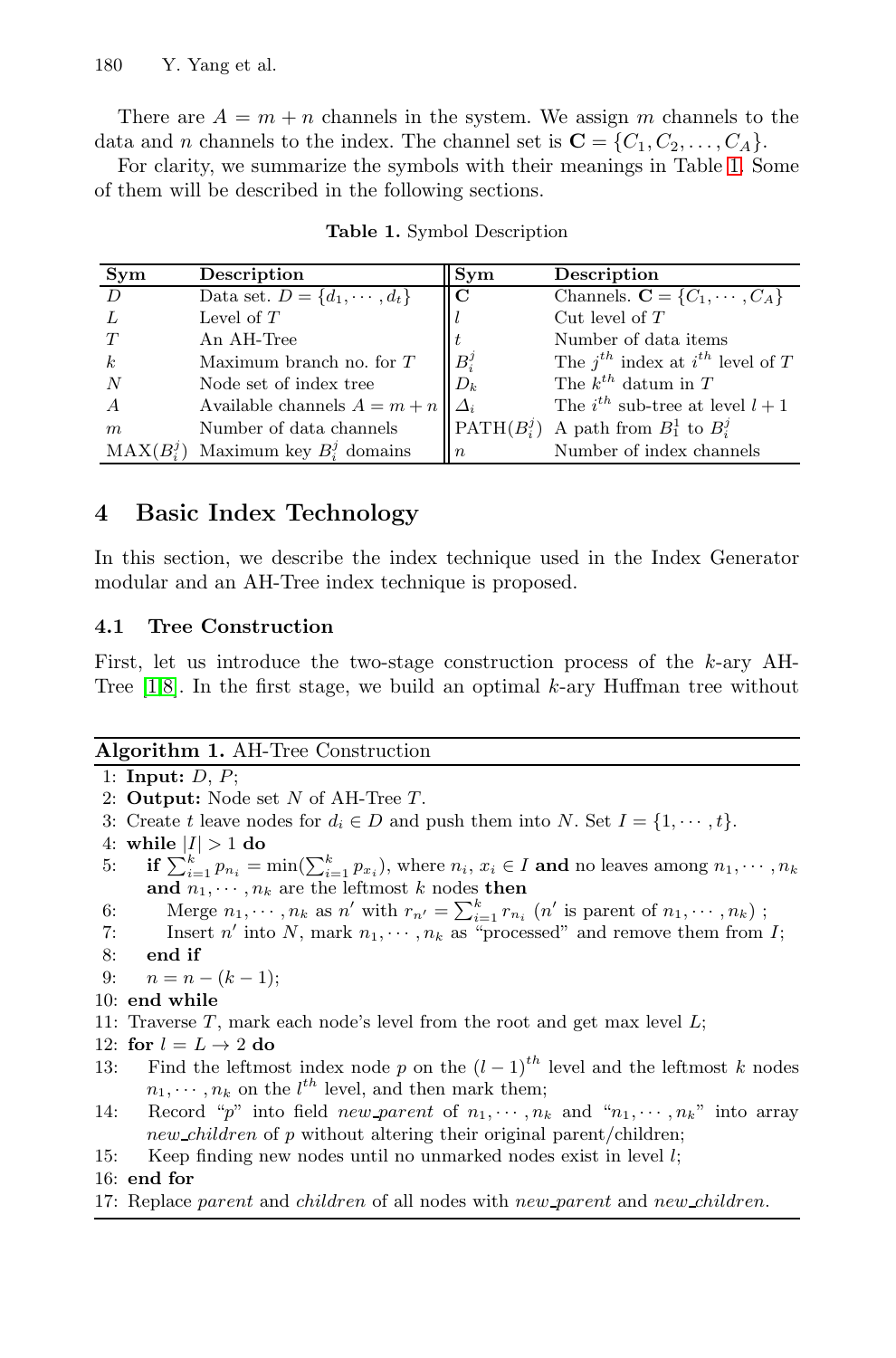There are $A = m + n$ channels in the system. We assign $m$ channels to the data and $n$ channels to the index. The channel set is $\mathbf{C} = \{C_1, C_2, \ldots, C_A\}$.

For clarity, we summarize the symbols with their meanings in Table 1. Some of them will be described in the following sections.

**Table 1.** Symbol Description

| Sym | Description | Sym | Description |
|---|---|---|---|
| $D$ | Data set. $D = \{d_1, \cdots, d_t\}$ | $\mathbf{C}$ | Channels. $\mathbf{C} = \{C_1, \cdots, C_A\}$ |
| $L$ | Level of $T$ | $l$ | Cut level of $T$ |
| $T$ | An AH-Tree | $t$ | Number of data items |
| $k$ | Maximum branch no. for $T$ | $B_i^j$ | The $j^{th}$ index at $i^{th}$ level of $T$ |
| $N$ | Node set of index tree | $D_k$ | The $k^{th}$ datum in $T$ |
| $A$ | Available channels $A = m + n$ | $\Delta_i$ | The $i^{th}$ sub-tree at level $l + 1$ |
| $m$ | Number of data channels | $\text{PATH}(B_i^j)$ | A path from $B_1^1$ to $B_i^j$ |
| $\text{MAX}(B_i^j)$ | Maximum key $B_i^j$ domains | $n$ | Number of index channels |

## 4 Basic Index Technology

In this section, we describe the index technique used in the Index Generator modular and an AH-Tree index technique is proposed.

### 4.1 Tree Construction

First, let us introduce the two-stage construction process of the $k$-ary AH-Tree [1,8]. In the first stage, we build an optimal $k$-ary Huffman tree without

**Algorithm 1.** AH-Tree Construction

1: **Input:** $D$, $P$;
2: **Output:** Node set $N$ of AH-Tree $T$.
3: Create $t$ leave nodes for $d_i \in D$ and push them into $N$. Set $I = \{1, \cdots, t\}$.
4: **while** $|I| > 1$ **do**
5: &nbsp;&nbsp;&nbsp;&nbsp;**if** $\sum_{i=1}^{k} p_{n_i} = \min(\sum_{i=1}^{k} p_{x_i})$, where $n_i$, $x_i \in I$ **and** no leaves among $n_1, \cdots, n_k$ **and** $n_1, \cdots, n_k$ are the leftmost $k$ nodes **then**
6: &nbsp;&nbsp;&nbsp;&nbsp;&nbsp;&nbsp;&nbsp;&nbsp;Merge $n_1, \cdots, n_k$ as $n'$ with $r_{n'} = \sum_{i=1}^{k} r_{n_i}$ ($n'$ is parent of $n_1, \cdots, n_k$) ;
7: &nbsp;&nbsp;&nbsp;&nbsp;&nbsp;&nbsp;&nbsp;&nbsp;Insert $n'$ into $N$, mark $n_1, \cdots, n_k$ as "processed" and remove them from $I$;
8: &nbsp;&nbsp;&nbsp;&nbsp;**end if**
9: &nbsp;&nbsp;&nbsp;&nbsp;$n = n - (k - 1)$;
10: **end while**
11: Traverse $T$, mark each node's level from the root and get max level $L$;
12: **for** $l = L \to 2$ **do**
13: &nbsp;&nbsp;&nbsp;&nbsp;Find the leftmost index node $p$ on the $(l-1)^{th}$ level and the leftmost $k$ nodes $n_1, \cdots, n_k$ on the $l^{th}$ level, and then mark them;
14: &nbsp;&nbsp;&nbsp;&nbsp;Record "$p$" into field *new_parent* of $n_1, \cdots, n_k$ and "$n_1, \cdots, n_k$" into array *new_children* of $p$ without altering their original parent/children;
15: &nbsp;&nbsp;&nbsp;&nbsp;Keep finding new nodes until no unmarked nodes exist in level $l$;
16: **end for**
17: Replace *parent* and *children* of all nodes with *new_parent* and *new_children*.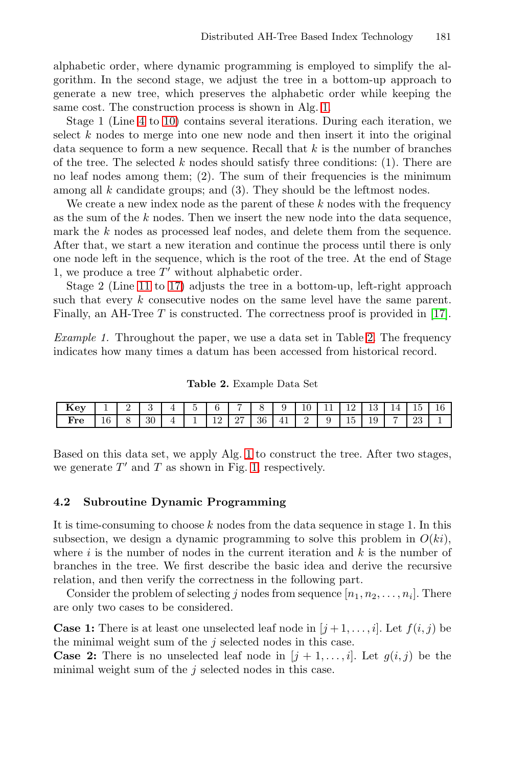alphabetic order, where dynamic programming is employed to simplify the algorithm. In the second stage, we adjust the tree in a bottom-up approach to generate a new tree, which preserves the alphabetic order while keeping the same cost. The construction process is shown in Alg. 1.

Stage 1 (Line 4 to 10) contains several iterations. During each iteration, we select $k$ nodes to merge into one new node and then insert it into the original data sequence to form a new sequence. Recall that $k$ is the number of branches of the tree. The selected $k$ nodes should satisfy three conditions: (1). There are no leaf nodes among them; (2). The sum of their frequencies is the minimum among all $k$ candidate groups; and (3). They should be the leftmost nodes.

We create a new index node as the parent of these $k$ nodes with the frequency as the sum of the $k$ nodes. Then we insert the new node into the data sequence, mark the $k$ nodes as processed leaf nodes, and delete them from the sequence. After that, we start a new iteration and continue the process until there is only one node left in the sequence, which is the root of the tree. At the end of Stage 1, we produce a tree $T'$ without alphabetic order.

Stage 2 (Line 11 to 17) adjusts the tree in a bottom-up, left-right approach such that every $k$ consecutive nodes on the same level have the same parent. Finally, an AH-Tree $T$ is constructed. The correctness proof is provided in [17].

*Example 1.* Throughout the paper, we use a data set in Table 2. The frequency indicates how many times a datum has been accessed from historical record.

**Table 2.** Example Data Set

| **Key** | 1 | 2 | 3 | 4 | 5 | 6 | 7 | 8 | 9 | 10 | 11 | 12 | 13 | 14 | 15 | 16 |
|---|---|---|---|---|---|---|---|---|---|---|---|---|---|---|---|---|
| **Fre** | 16 | 8 | 30 | 4 | 1 | 12 | 27 | 36 | 41 | 2 | 9 | 15 | 19 | 7 | 23 | 1 |

Based on this data set, we apply Alg. 1 to construct the tree. After two stages, we generate $T'$ and $T$ as shown in Fig. 1, respectively.

### 4.2 Subroutine Dynamic Programming

It is time-consuming to choose $k$ nodes from the data sequence in stage 1. In this subsection, we design a dynamic programming to solve this problem in $O(ki)$, where $i$ is the number of nodes in the current iteration and $k$ is the number of branches in the tree. We first describe the basic idea and derive the recursive relation, and then verify the correctness in the following part.

Consider the problem of selecting $j$ nodes from sequence $[n_1, n_2, \ldots, n_i]$. There are only two cases to be considered.

**Case 1:** There is at least one unselected leaf node in $[j+1, \ldots, i]$. Let $f(i, j)$ be the minimal weight sum of the $j$ selected nodes in this case.

**Case 2:** There is no unselected leaf node in $[j+1, \ldots, i]$. Let $g(i, j)$ be the minimal weight sum of the $j$ selected nodes in this case.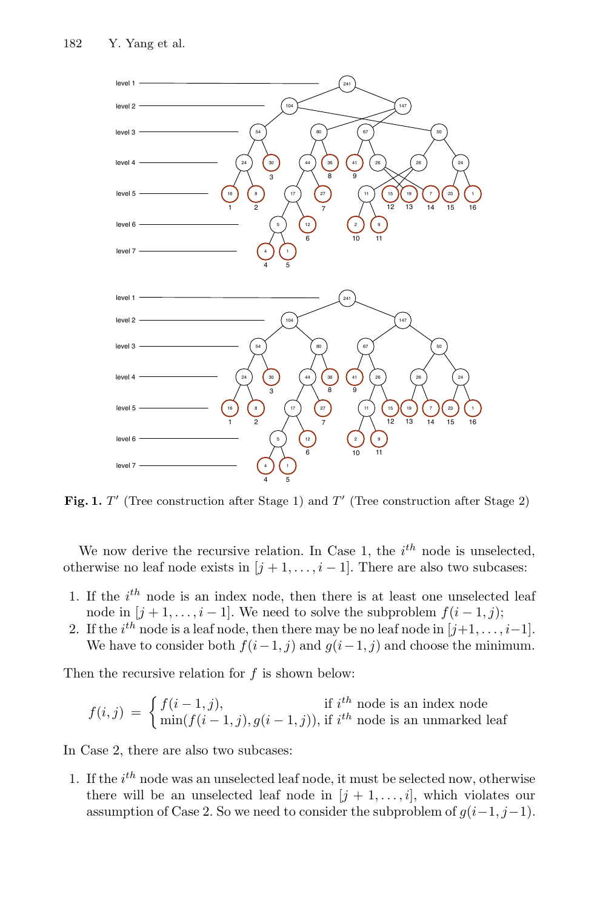**Fig. 1.** $T'$ (Tree construction after Stage 1) and $T'$ (Tree construction after Stage 2)

We now derive the recursive relation. In Case 1, the $i^{th}$ node is unselected, otherwise no leaf node exists in $[j+1, \ldots, i-1]$. There are also two subcases:

1. If the $i^{th}$ node is an index node, then there is at least one unselected leaf node in $[j+1, \ldots, i-1]$. We need to solve the subproblem $f(i-1, j)$;
2. If the $i^{th}$ node is a leaf node, then there may be no leaf node in $[j+1, \ldots, i-1]$. We have to consider both $f(i-1, j)$ and $g(i-1, j)$ and choose the minimum.

Then the recursive relation for $f$ is shown below:

$$f(i,j) = \begin{cases} f(i-1,j), & \text{if } i^{th} \text{ node is an index node} \\ \min(f(i-1,j), g(i-1,j)), & \text{if } i^{th} \text{ node is an unmarked leaf} \end{cases}$$

In Case 2, there are also two subcases:

1. If the $i^{th}$ node was an unselected leaf node, it must be selected now, otherwise there will be an unselected leaf node in $[j+1, \ldots, i]$, which violates our assumption of Case 2. So we need to consider the subproblem of $g(i-1, j-1)$.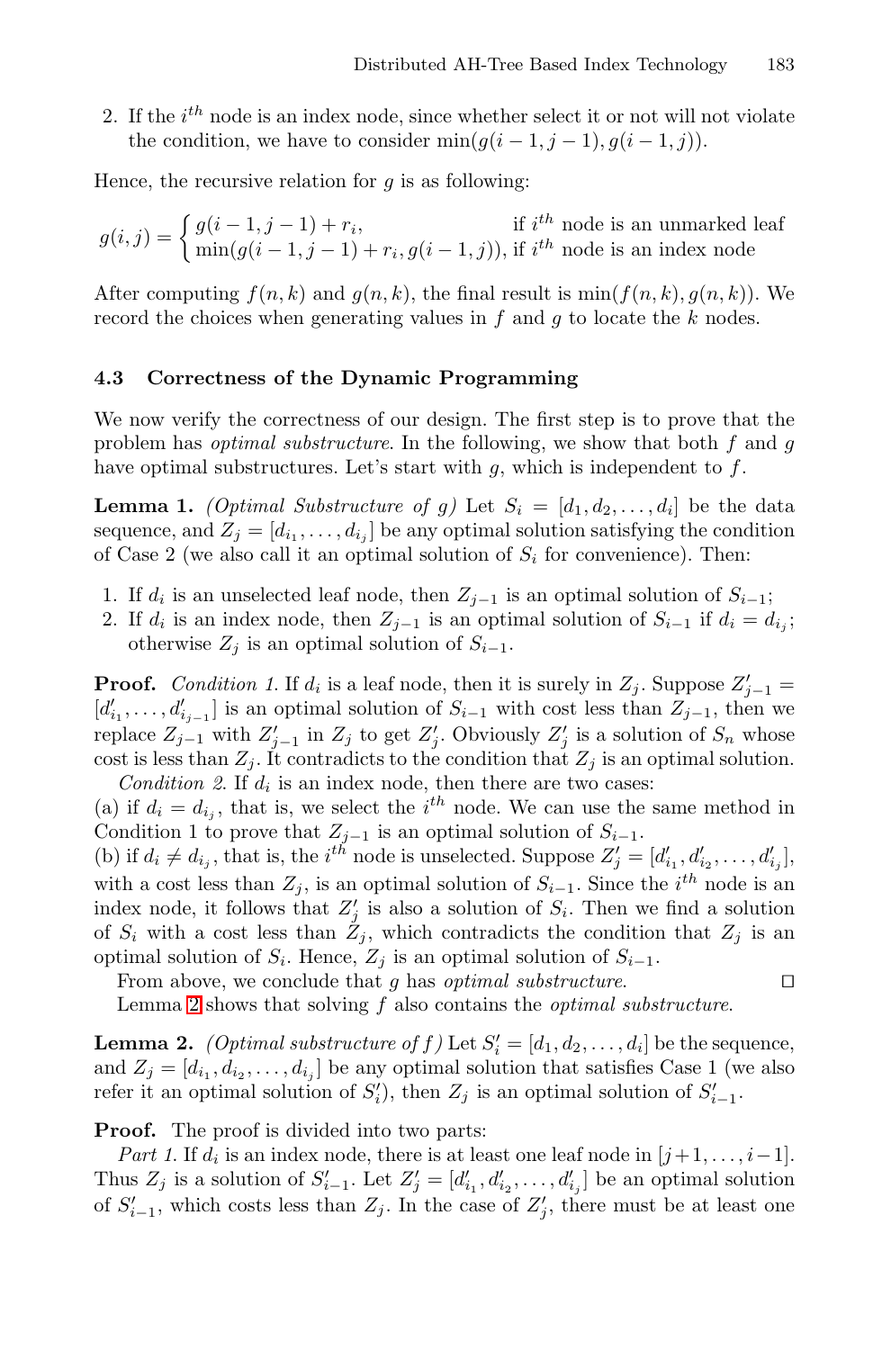2. If the $i^{th}$ node is an index node, since whether select it or not will not violate the condition, we have to consider $\min(g(i-1, j-1), g(i-1, j))$.

Hence, the recursive relation for $g$ is as following:

$$g(i,j) = \begin{cases} g(i-1, j-1) + r_i, & \text{if } i^{th} \text{ node is an unmarked leaf} \\ \min(g(i-1, j-1) + r_i, g(i-1, j)), & \text{if } i^{th} \text{ node is an index node} \end{cases}$$

After computing $f(n, k)$ and $g(n, k)$, the final result is $\min(f(n, k), g(n, k))$. We record the choices when generating values in $f$ and $g$ to locate the $k$ nodes.

### 4.3 Correctness of the Dynamic Programming

We now verify the correctness of our design. The first step is to prove that the problem has *optimal substructure*. In the following, we show that both $f$ and $g$ have optimal substructures. Let's start with $g$, which is independent to $f$.

**Lemma 1.** *(Optimal Substructure of g)* Let $S_i = [d_1, d_2, \ldots, d_i]$ be the data sequence, and $Z_j = [d_{i_1}, \ldots, d_{i_j}]$ be any optimal solution satisfying the condition of Case 2 (we also call it an optimal solution of $S_i$ for convenience). Then:

1. If $d_i$ is an unselected leaf node, then $Z_{j-1}$ is an optimal solution of $S_{i-1}$;
2. If $d_i$ is an index node, then $Z_{j-1}$ is an optimal solution of $S_{i-1}$ if $d_i = d_{i_j}$; otherwise $Z_j$ is an optimal solution of $S_{i-1}$.

**Proof.** *Condition 1.* If $d_i$ is a leaf node, then it is surely in $Z_j$. Suppose $Z'_{j-1} = [d'_{i_1}, \ldots, d'_{i_{j-1}}]$ is an optimal solution of $S_{i-1}$ with cost less than $Z_{j-1}$, then we replace $Z_{j-1}$ with $Z'_{j-1}$ in $Z_j$ to get $Z'_j$. Obviously $Z'_j$ is a solution of $S_n$ whose cost is less than $Z_j$. It contradicts to the condition that $Z_j$ is an optimal solution.

*Condition 2.* If $d_i$ is an index node, then there are two cases:
(a) if $d_i = d_{i_j}$, that is, we select the $i^{th}$ node. We can use the same method in Condition 1 to prove that $Z_{j-1}$ is an optimal solution of $S_{i-1}$.
(b) if $d_i \neq d_{i_j}$, that is, the $i^{th}$ node is unselected. Suppose $Z'_j = [d'_{i_1}, d'_{i_2}, \ldots, d'_{i_j}]$, with a cost less than $Z_j$, is an optimal solution of $S_{i-1}$. Since the $i^{th}$ node is an index node, it follows that $Z'_j$ is also a solution of $S_i$. Then we find a solution of $S_i$ with a cost less than $Z_j$, which contradicts the condition that $Z_j$ is an optimal solution of $S_i$. Hence, $Z_j$ is an optimal solution of $S_{i-1}$.

From above, we conclude that $g$ has *optimal substructure*. ◻

Lemma 2 shows that solving $f$ also contains the *optimal substructure*.

**Lemma 2.** *(Optimal substructure of f)* Let $S'_i = [d_1, d_2, \ldots, d_i]$ be the sequence, and $Z_j = [d_{i_1}, d_{i_2}, \ldots, d_{i_j}]$ be any optimal solution that satisfies Case 1 (we also refer it an optimal solution of $S'_i$), then $Z_j$ is an optimal solution of $S'_{i-1}$.

**Proof.** The proof is divided into two parts:

*Part 1.* If $d_i$ is an index node, there is at least one leaf node in $[j+1, \ldots, i-1]$. Thus $Z_j$ is a solution of $S'_{i-1}$. Let $Z'_j = [d'_{i_1}, d'_{i_2}, \ldots, d'_{i_j}]$ be an optimal solution of $S'_{i-1}$, which costs less than $Z_j$. In the case of $Z'_j$, there must be at least one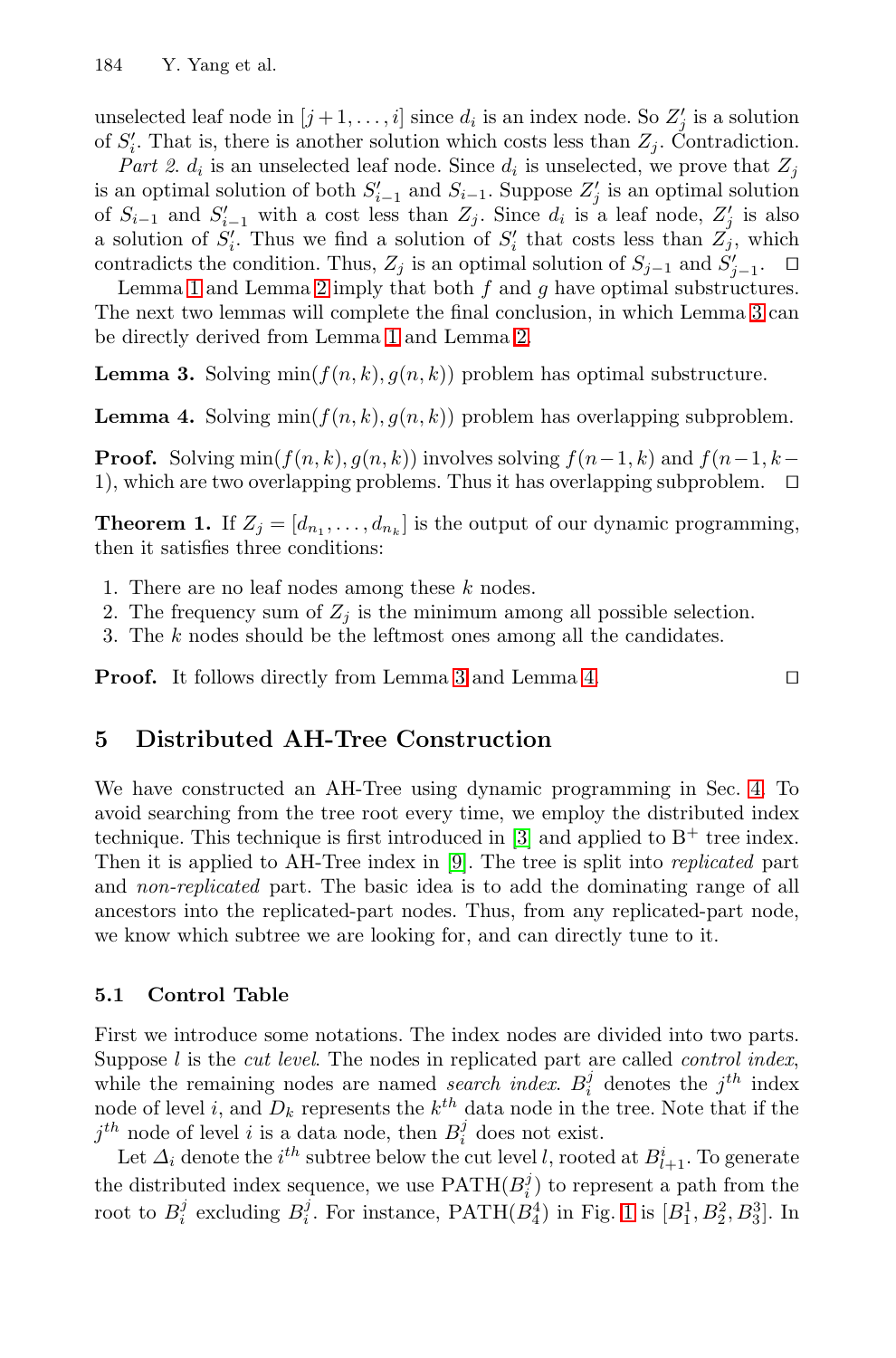unselected leaf node in $[j+1, \ldots, i]$ since $d_i$ is an index node. So $Z'_j$ is a solution of $S'_i$. That is, there is another solution which costs less than $Z_j$. Contradiction.

*Part 2.* $d_i$ is an unselected leaf node. Since $d_i$ is unselected, we prove that $Z_j$ is an optimal solution of both $S'_{i-1}$ and $S_{i-1}$. Suppose $Z'_j$ is an optimal solution of $S_{i-1}$ and $S'_{i-1}$ with a cost less than $Z_j$. Since $d_i$ is a leaf node, $Z'_j$ is also a solution of $S'_i$. Thus we find a solution of $S'_i$ that costs less than $Z_j$, which contradicts the condition. Thus, $Z_j$ is an optimal solution of $S_{j-1}$ and $S'_{j-1}$. □

Lemma 1 and Lemma 2 imply that both $f$ and $g$ have optimal substructures. The next two lemmas will complete the final conclusion, in which Lemma 3 can be directly derived from Lemma 1 and Lemma 2.

**Lemma 3.** Solving $\min(f(n,k), g(n,k))$ problem has optimal substructure.

**Lemma 4.** Solving $\min(f(n,k), g(n,k))$ problem has overlapping subproblem.

**Proof.** Solving $\min(f(n,k), g(n,k))$ involves solving $f(n-1,k)$ and $f(n-1,k-1)$, which are two overlapping problems. Thus it has overlapping subproblem. □

**Theorem 1.** If $Z_j = [d_{n_1}, \ldots, d_{n_k}]$ is the output of our dynamic programming, then it satisfies three conditions:

1. There are no leaf nodes among these $k$ nodes.
2. The frequency sum of $Z_j$ is the minimum among all possible selection.
3. The $k$ nodes should be the leftmost ones among all the candidates.

**Proof.** It follows directly from Lemma 3 and Lemma 4. □

## 5 Distributed AH-Tree Construction

We have constructed an AH-Tree using dynamic programming in Sec. 4. To avoid searching from the tree root every time, we employ the distributed index technique. This technique is first introduced in [3] and applied to B$^+$ tree index. Then it is applied to AH-Tree index in [9]. The tree is split into *replicated* part and *non-replicated* part. The basic idea is to add the dominating range of all ancestors into the replicated-part nodes. Thus, from any replicated-part node, we know which subtree we are looking for, and can directly tune to it.

### 5.1 Control Table

First we introduce some notations. The index nodes are divided into two parts. Suppose $l$ is the *cut level*. The nodes in replicated part are called *control index*, while the remaining nodes are named *search index*. $B_i^j$ denotes the $j^{th}$ index node of level $i$, and $D_k$ represents the $k^{th}$ data node in the tree. Note that if the $j^{th}$ node of level $i$ is a data node, then $B_i^j$ does not exist.

Let $\Delta_i$ denote the $i^{th}$ subtree below the cut level $l$, rooted at $B_{l+1}^i$. To generate the distributed index sequence, we use PATH$(B_i^j)$ to represent a path from the root to $B_i^j$ excluding $B_i^j$. For instance, PATH$(B_4^4)$ in Fig. 1 is $[B_1^1, B_2^2, B_3^3]$. In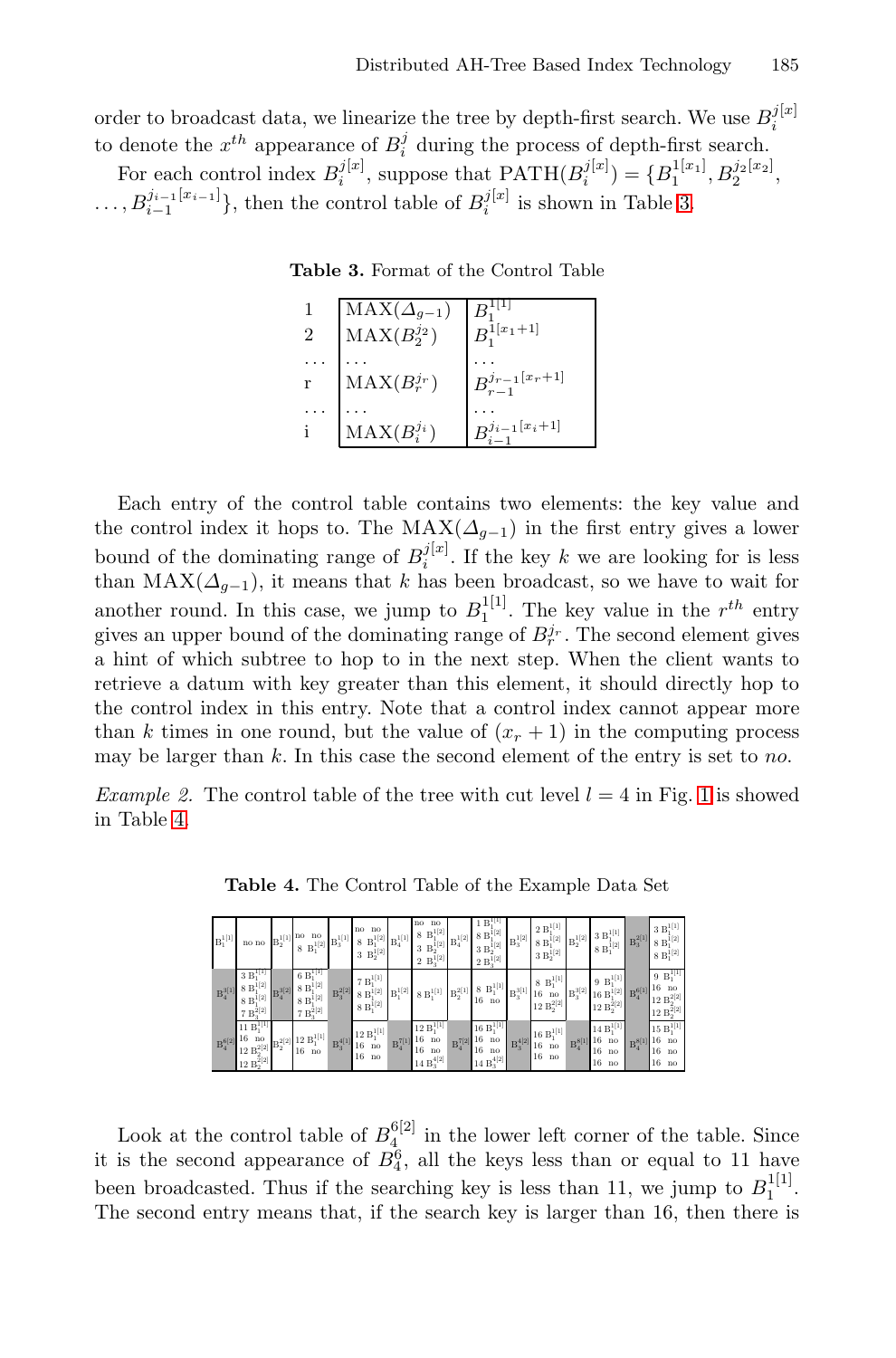order to broadcast data, we linearize the tree by depth-first search. We use $B_i^{j[x]}$ to denote the $x^{th}$ appearance of $B_i^j$ during the process of depth-first search.

For each control index $B_i^{j[x]}$, suppose that $\text{PATH}(B_i^{j[x]}) = \{B_1^{1[x_1]}, B_2^{j_2[x_2]}, \ldots, B_{i-1}^{j_{i-1}[x_{i-1}]}\}$, then the control table of $B_i^{j[x]}$ is shown in Table 3.

**Table 3.** Format of the Control Table

| | | |
|---|---|---|
| 1 | $\text{MAX}(\Delta_{g-1})$ | $B_1^{1[1]}$ |
| 2 | $\text{MAX}(B_2^{j_2})$ | $B_1^{1[x_1+1]}$ |
| ... | ... | ... |
| r | $\text{MAX}(B_r^{j_r})$ | $B_{r-1}^{j_{r-1}[x_r+1]}$ |
| ... | ... | ... |
| i | $\text{MAX}(B_i^{j_i})$ | $B_{i-1}^{j_{i-1}[x_i+1]}$ |

Each entry of the control table contains two elements: the key value and the control index it hops to. The $\text{MAX}(\Delta_{g-1})$ in the first entry gives a lower bound of the dominating range of $B_i^{j[x]}$. If the key $k$ we are looking for is less than $\text{MAX}(\Delta_{g-1})$, it means that $k$ has been broadcast, so we have to wait for another round. In this case, we jump to $B_1^{1[1]}$. The key value in the $r^{th}$ entry gives an upper bound of the dominating range of $B_r^{j_r}$. The second element gives a hint of which subtree to hop to in the next step. When the client wants to retrieve a datum with key greater than this element, it should directly hop to the control index in this entry. Note that a control index cannot appear more than $k$ times in one round, but the value of $(x_r + 1)$ in the computing process may be larger than $k$. In this case the second element of the entry is set to *no*.

*Example 2.* The control table of the tree with cut level $l = 4$ in Fig. 1 is showed in Table 4.

**Table 4.** The Control Table of the Example Data Set

| | | | | | | | | | | | | | | | |
|---|---|---|---|---|---|---|---|---|---|---|---|---|---|---|---|
| $B_1^{1[1]}$ | no no | $B_2^{1[1]}$ | no no<br>8 $B_1^{1[2]}$ | $B_3^{1[1]}$ | no no<br>8 $B_1^{1[2]}$<br>3 $B_2^{1[2]}$ | $B_4^{1[1]}$ | no no<br>8 $B_1^{1[2]}$<br>3 $B_2^{1[2]}$<br>2 $B_3^{1[2]}$ | $B_4^{1[2]}$ | 1 $B_1^{1[1]}$<br>8 $B_1^{1[2]}$<br>3 $B_2^{1[2]}$<br>2 $B_3^{1[2]}$ | $B_3^{1[2]}$ | 2 $B_1^{1[1]}$<br>8 $B_1^{1[2]}$<br>3 $B_2^{1[2]}$ | $B_2^{1[2]}$ | 3 $B_1^{1[1]}$<br>8 $B_1^{1[2]}$ | $B_3^{2[1]}$ | 3 $B_1^{1[1]}$<br>8 $B_1^{1[2]}$<br>8 $B_1^{1[2]}$ |
| $B_4^{3[1]}$ | 3 $B_1^{1[1]}$<br>8 $B_1^{1[2]}$<br>8 $B_1^{1[2]}$<br>7 $B_3^{2[2]}$ | $B_4^{3[2]}$ | 6 $B_1^{1[1]}$<br>8 $B_1^{1[2]}$<br>8 $B_1^{1[2]}$<br>7 $B_3^{2[2]}$ | $B_3^{2[2]}$ | 7 $B_1^{1[1]}$<br>8 $B_1^{1[2]}$<br>8 $B_1^{1[2]}$ | $B_1^{1[2]}$ | 8 $B_1^{1[1]}$ | $B_2^{2[1]}$ | 8 $B_1^{1[1]}$<br>16 no | $B_3^{3[1]}$ | 8 $B_1^{1[1]}$<br>16 no<br>12 $B_2^{2[2]}$ | $B_3^{3[2]}$ | 9 $B_1^{1[1]}$<br>16 $B_1^{1[2]}$<br>12 $B_2^{2[2]}$ | $B_4^{6[1]}$ | 9 $B_1^{1[1]}$<br>16 no<br>12 $B_2^{2[2]}$<br>12 $B_2^{2[2]}$ |
| $B_4^{6[2]}$ | 11 $B_1^{1[1]}$<br>16 no<br>12 $B_2^{2[2]}$<br>12 $B_2^{2[2]}$ | $B_2^{2[2]}$ | 12 $B_1^{1[1]}$<br>16 no | $B_3^{4[1]}$ | 12 $B_1^{1[1]}$<br>16 no<br>16 no | $B_4^{7[1]}$ | 12 $B_1^{1[1]}$<br>16 no<br>16 no<br>14 $B_3^{4[2]}$ | $B_4^{7[2]}$ | 16 $B_1^{1[1]}$<br>16 no<br>16 no<br>14 $B_3^{4[2]}$ | $B_3^{4[2]}$ | 16 $B_1^{1[1]}$<br>16 no<br>16 no | $B_4^{8[1]}$ | 14 $B_1^{1[1]}$<br>16 no<br>16 no<br>16 no | $B_4^{8[1]}$ | 15 $B_1^{1[1]}$<br>16 no<br>16 no<br>16 no |

Look at the control table of $B_4^{6[2]}$ in the lower left corner of the table. Since it is the second appearance of $B_4^6$, all the keys less than or equal to 11 have been broadcasted. Thus if the searching key is less than 11, we jump to $B_1^{1[1]}$. The second entry means that, if the search key is larger than 16, then there is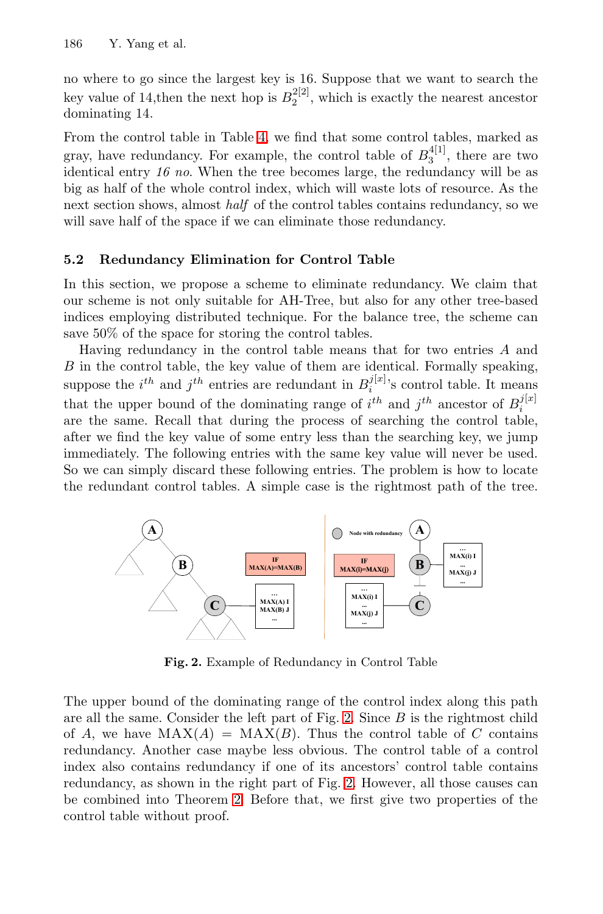no where to go since the largest key is 16. Suppose that we want to search the key value of 14,then the next hop is $B_2^{2[2]}$, which is exactly the nearest ancestor dominating 14.

From the control table in Table 4, we find that some control tables, marked as gray, have redundancy. For example, the control table of $B_3^{4[1]}$, there are two identical entry *16 no*. When the tree becomes large, the redundancy will be as big as half of the whole control index, which will waste lots of resource. As the next section shows, almost *half* of the control tables contains redundancy, so we will save half of the space if we can eliminate those redundancy.

### 5.2 Redundancy Elimination for Control Table

In this section, we propose a scheme to eliminate redundancy. We claim that our scheme is not only suitable for AH-Tree, but also for any other tree-based indices employing distributed technique. For the balance tree, the scheme can save 50% of the space for storing the control tables.

Having redundancy in the control table means that for two entries $A$ and $B$ in the control table, the key value of them are identical. Formally speaking, suppose the $i^{th}$ and $j^{th}$ entries are redundant in $B_i^{j[x]}$'s control table. It means that the upper bound of the dominating range of $i^{th}$ and $j^{th}$ ancestor of $B_i^{j[x]}$ are the same. Recall that during the process of searching the control table, after we find the key value of some entry less than the searching key, we jump immediately. The following entries with the same key value will never be used. So we can simply discard these following entries. The problem is how to locate the redundant control tables. A simple case is the rightmost path of the tree.

**Fig. 2.** Example of Redundancy in Control Table

The upper bound of the dominating range of the control index along this path are all the same. Consider the left part of Fig. 2. Since $B$ is the rightmost child of $A$, we have $\text{MAX}(A) = \text{MAX}(B)$. Thus the control table of $C$ contains redundancy. Another case maybe less obvious. The control table of a control index also contains redundancy if one of its ancestors' control table contains redundancy, as shown in the right part of Fig. 2. However, all those causes can be combined into Theorem 2. Before that, we first give two properties of the control table without proof.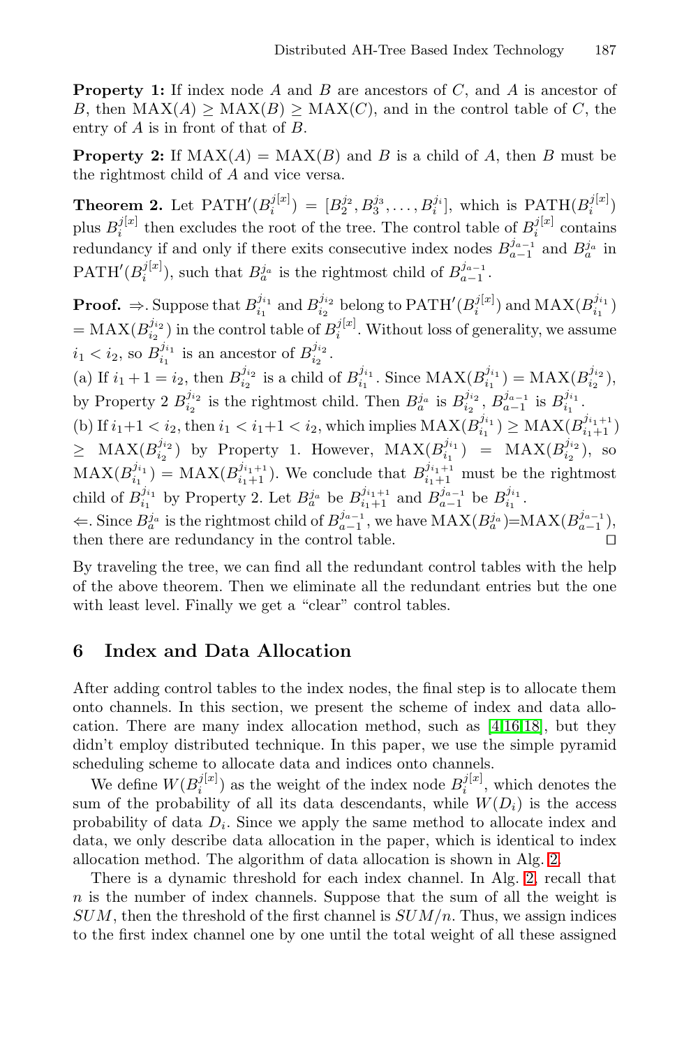**Property 1:** If index node $A$ and $B$ are ancestors of $C$, and $A$ is ancestor of $B$, then $\text{MAX}(A) \geq \text{MAX}(B) \geq \text{MAX}(C)$, and in the control table of $C$, the entry of $A$ is in front of that of $B$.

**Property 2:** If $\text{MAX}(A) = \text{MAX}(B)$ and $B$ is a child of $A$, then $B$ must be the rightmost child of $A$ and vice versa.

**Theorem 2.** Let $\text{PATH}'(B_i^{j[x]}) = [B_2^{j_2}, B_3^{j_3}, \ldots, B_i^{j_i}]$, which is $\text{PATH}(B_i^{j[x]})$ plus $B_i^{j[x]}$ then excludes the root of the tree. The control table of $B_i^{j[x]}$ contains redundancy if and only if there exits consecutive index nodes $B_{a-1}^{j_{a-1}}$ and $B_a^{j_a}$ in $\text{PATH}'(B_i^{j[x]})$, such that $B_a^{j_a}$ is the rightmost child of $B_{a-1}^{j_{a-1}}$.

**Proof.** $\Rightarrow$. Suppose that $B_{i_1}^{j_{i_1}}$ and $B_{i_2}^{j_{i_2}}$ belong to $\text{PATH}'(B_i^{j[x]})$ and $\text{MAX}(B_{i_1}^{j_{i_1}}) = \text{MAX}(B_{i_2}^{j_{i_2}})$ in the control table of $B_i^{j[x]}$. Without loss of generality, we assume $i_1 < i_2$, so $B_{i_1}^{j_{i_1}}$ is an ancestor of $B_{i_2}^{j_{i_2}}$.

(a) If $i_1 + 1 = i_2$, then $B_{i_2}^{j_{i_2}}$ is a child of $B_{i_1}^{j_{i_1}}$. Since $\text{MAX}(B_{i_1}^{j_{i_1}}) = \text{MAX}(B_{i_2}^{j_{i_2}})$, by Property 2 $B_{i_2}^{j_{i_2}}$ is the rightmost child. Then $B_a^{j_a}$ is $B_{i_2}^{j_{i_2}}$, $B_{a-1}^{j_{a-1}}$ is $B_{i_1}^{j_{i_1}}$.

(b) If $i_1+1 < i_2$, then $i_1 < i_1+1 < i_2$, which implies $\text{MAX}(B_{i_1}^{j_{i_1}}) \geq \text{MAX}(B_{i_1+1}^{j_{i_1+1}}) \geq \text{MAX}(B_{i_2}^{j_{i_2}})$ by Property 1. However, $\text{MAX}(B_{i_1}^{j_{i_1}}) = \text{MAX}(B_{i_2}^{j_{i_2}})$, so $\text{MAX}(B_{i_1}^{j_{i_1}}) = \text{MAX}(B_{i_1+1}^{j_{i_1+1}})$. We conclude that $B_{i_1+1}^{j_{i_1+1}}$ must be the rightmost child of $B_{i_1}^{j_{i_1}}$ by Property 2. Let $B_a^{j_a}$ be $B_{i_1+1}^{j_{i_1+1}}$ and $B_{a-1}^{j_{a-1}}$ be $B_{i_1}^{j_{i_1}}$.

$\Leftarrow$. Since $B_a^{j_a}$ is the rightmost child of $B_{a-1}^{j_{a-1}}$, we have $\text{MAX}(B_a^{j_a})=\text{MAX}(B_{a-1}^{j_{a-1}})$, then there are redundancy in the control table. □

By traveling the tree, we can find all the redundant control tables with the help of the above theorem. Then we eliminate all the redundant entries but the one with least level. Finally we get a "clear" control tables.

## 6 Index and Data Allocation

After adding control tables to the index nodes, the final step is to allocate them onto channels. In this section, we present the scheme of index and data allocation. There are many index allocation method, such as [4,16,18], but they didn't employ distributed technique. In this paper, we use the simple pyramid scheduling scheme to allocate data and indices onto channels.

We define $W(B_i^{j[x]})$ as the weight of the index node $B_i^{j[x]}$, which denotes the sum of the probability of all its data descendants, while $W(D_i)$ is the access probability of data $D_i$. Since we apply the same method to allocate index and data, we only describe data allocation in the paper, which is identical to index allocation method. The algorithm of data allocation is shown in Alg. 2.

There is a dynamic threshold for each index channel. In Alg. 2, recall that $n$ is the number of index channels. Suppose that the sum of all the weight is $SUM$, then the threshold of the first channel is $SUM/n$. Thus, we assign indices to the first index channel one by one until the total weight of all these assigned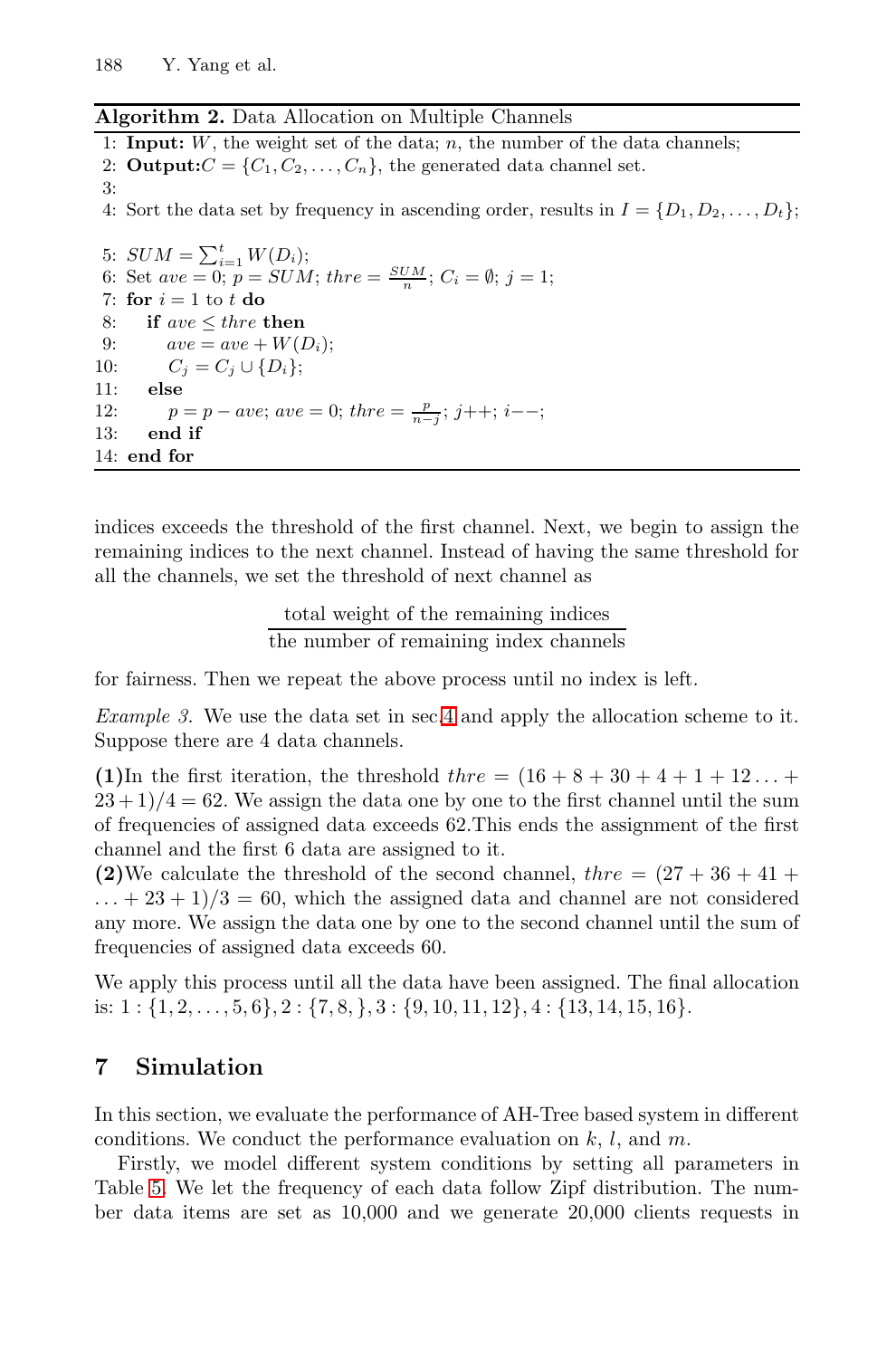**Algorithm 2.** Data Allocation on Multiple Channels

```
1: Input: W, the weight set of the data; n, the number of the data channels;
2: Output: C = {C_1, C_2, ..., C_n}, the generated data channel set.
3:
4: Sort the data set by frequency in ascending order, results in I = {D_1, D_2, ..., D_t};

5: SUM = Σ_{i=1}^{t} W(D_i);
6: Set ave = 0; p = SUM; thre = SUM/n; C_i = ∅; j = 1;
7: for i = 1 to t do
8:    if ave ≤ thre then
9:       ave = ave + W(D_i);
10:      C_j = C_j ∪ {D_i};
11:   else
12:      p = p − ave; ave = 0; thre = p/(n−j); j++; i−−;
13:   end if
14: end for
```

indices exceeds the threshold of the first channel. Next, we begin to assign the remaining indices to the next channel. Instead of having the same threshold for all the channels, we set the threshold of next channel as

$$\frac{\text{total weight of the remaining indices}}{\text{the number of remaining index channels}}$$

for fairness. Then we repeat the above process until no index is left.

*Example 3.* We use the data set in sec.4 and apply the allocation scheme to it. Suppose there are 4 data channels.

**(1)** In the first iteration, the threshold $thre = (16 + 8 + 30 + 4 + 1 + 12 \ldots + 23 + 1)/4 = 62$. We assign the data one by one to the first channel until the sum of frequencies of assigned data exceeds 62. This ends the assignment of the first channel and the first 6 data are assigned to it.

**(2)** We calculate the threshold of the second channel, $thre = (27 + 36 + 41 + \ldots + 23 + 1)/3 = 60$, which the assigned data and channel are not considered any more. We assign the data one by one to the second channel until the sum of frequencies of assigned data exceeds 60.

We apply this process until all the data have been assigned. The final allocation is: $1 : \{1, 2, \ldots, 5, 6\}, 2 : \{7, 8, \}, 3 : \{9, 10, 11, 12\}, 4 : \{13, 14, 15, 16\}$.

## 7 Simulation

In this section, we evaluate the performance of AH-Tree based system in different conditions. We conduct the performance evaluation on $k$, $l$, and $m$.

Firstly, we model different system conditions by setting all parameters in Table 5. We let the frequency of each data follow Zipf distribution. The number data items are set as 10,000 and we generate 20,000 clients requests in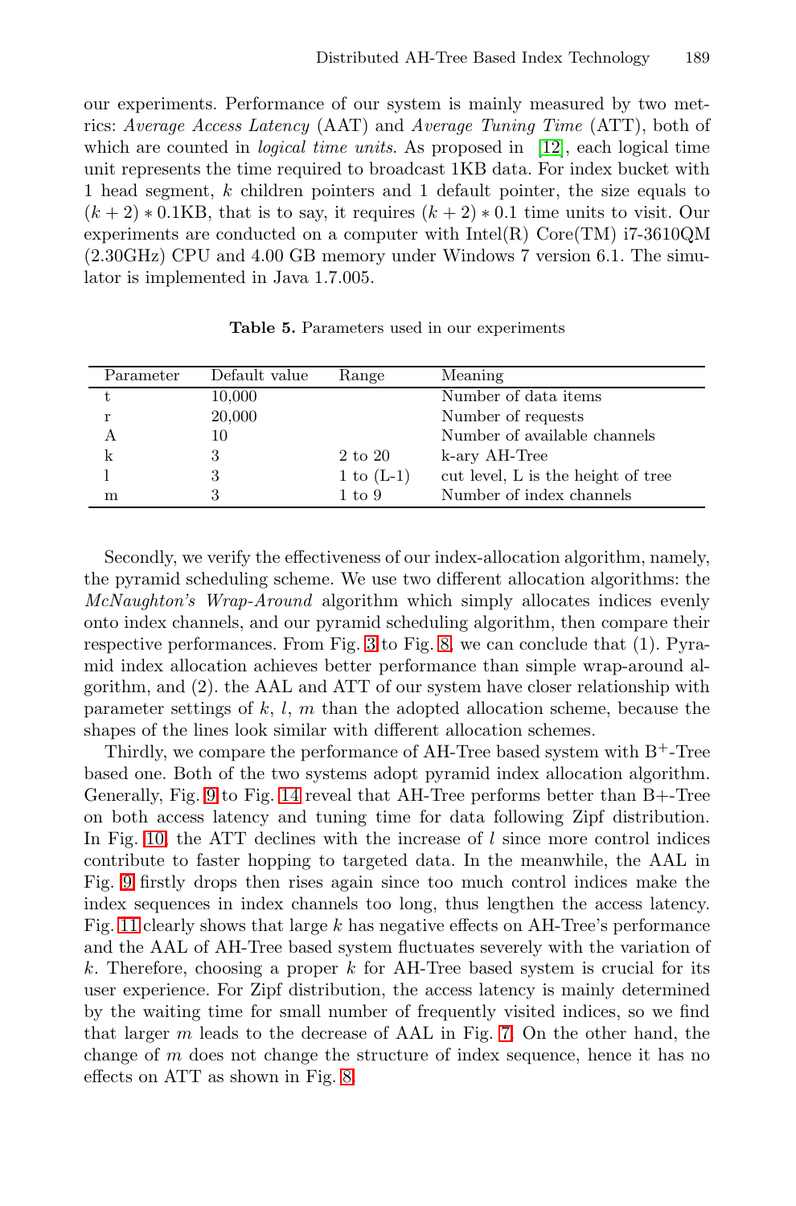our experiments. Performance of our system is mainly measured by two metrics: *Average Access Latency* (AAT) and *Average Tuning Time* (ATT), both of which are counted in *logical time units*. As proposed in [12], each logical time unit represents the time required to broadcast 1KB data. For index bucket with 1 head segment, $k$ children pointers and 1 default pointer, the size equals to $(k+2)*0.1$KB, that is to say, it requires $(k+2)*0.1$ time units to visit. Our experiments are conducted on a computer with Intel(R) Core(TM) i7-3610QM (2.30GHz) CPU and 4.00 GB memory under Windows 7 version 6.1. The simulator is implemented in Java 1.7.005.

**Table 5.** Parameters used in our experiments

| Parameter | Default value | Range | Meaning |
|---|---|---|---|
| t | 10,000 | | Number of data items |
| r | 20,000 | | Number of requests |
| A | 10 | | Number of available channels |
| k | 3 | 2 to 20 | k-ary AH-Tree |
| l | 3 | 1 to (L-1) | cut level, L is the height of tree |
| m | 3 | 1 to 9 | Number of index channels |

Secondly, we verify the effectiveness of our index-allocation algorithm, namely, the pyramid scheduling scheme. We use two different allocation algorithms: the *McNaughton's Wrap-Around* algorithm which simply allocates indices evenly onto index channels, and our pyramid scheduling algorithm, then compare their respective performances. From Fig. 3 to Fig. 8, we can conclude that (1). Pyramid index allocation achieves better performance than simple wrap-around algorithm, and (2). the AAL and ATT of our system have closer relationship with parameter settings of $k$, $l$, $m$ than the adopted allocation scheme, because the shapes of the lines look similar with different allocation schemes.

Thirdly, we compare the performance of AH-Tree based system with $B^+$-Tree based one. Both of the two systems adopt pyramid index allocation algorithm. Generally, Fig. 9 to Fig. 14 reveal that AH-Tree performs better than B+-Tree on both access latency and tuning time for data following Zipf distribution. In Fig. 10, the ATT declines with the increase of $l$ since more control indices contribute to faster hopping to targeted data. In the meanwhile, the AAL in Fig. 9 firstly drops then rises again since too much control indices make the index sequences in index channels too long, thus lengthen the access latency. Fig. 11 clearly shows that large $k$ has negative effects on AH-Tree's performance and the AAL of AH-Tree based system fluctuates severely with the variation of $k$. Therefore, choosing a proper $k$ for AH-Tree based system is crucial for its user experience. For Zipf distribution, the access latency is mainly determined by the waiting time for small number of frequently visited indices, so we find that larger $m$ leads to the decrease of AAL in Fig. 7. On the other hand, the change of $m$ does not change the structure of index sequence, hence it has no effects on ATT as shown in Fig. 8.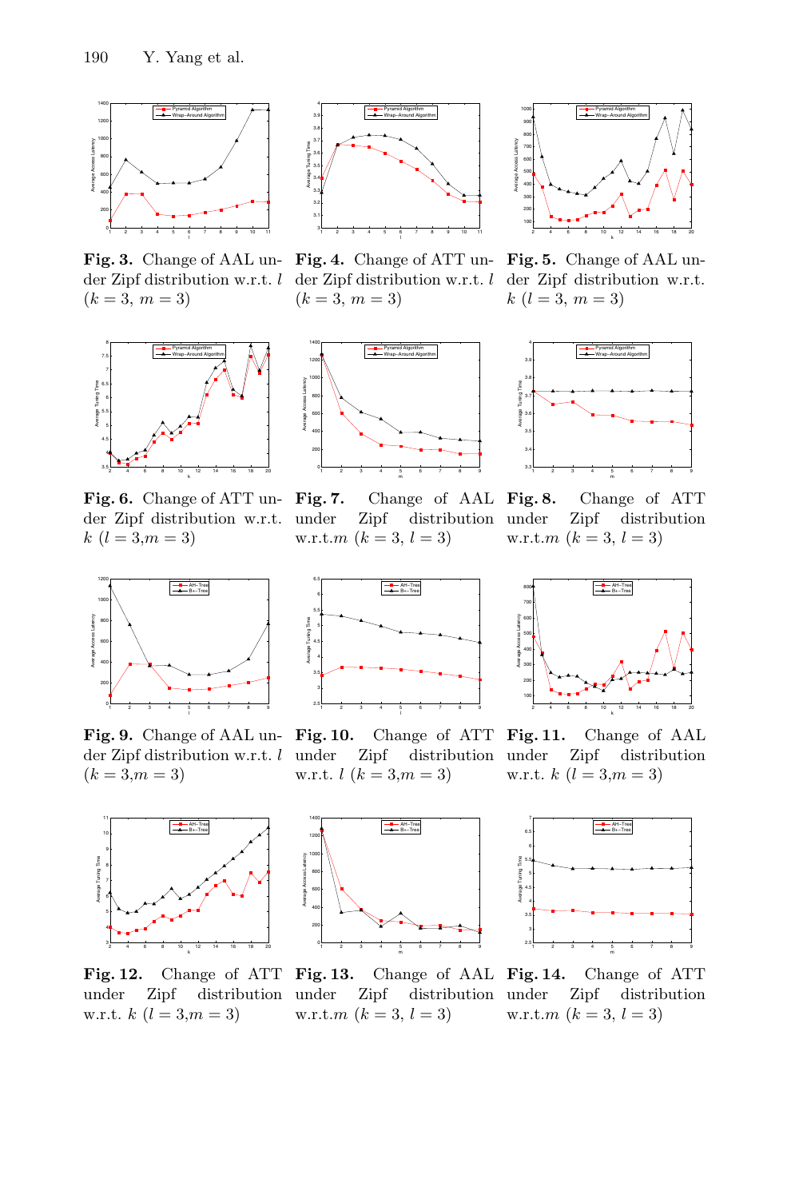**Fig. 3.** Change of AAL under Zipf distribution w.r.t. $l$ ($k = 3$, $m = 3$)

**Fig. 4.** Change of ATT under Zipf distribution w.r.t. $l$ ($k = 3$, $m = 3$)

**Fig. 5.** Change of AAL under Zipf distribution w.r.t. $k$ ($l = 3$, $m = 3$)

**Fig. 6.** Change of ATT under Zipf distribution w.r.t. $k$ ($l = 3$,$m = 3$)

**Fig. 7.** Change of AAL under Zipf distribution w.r.t.$m$ ($k = 3$, $l = 3$)

**Fig. 8.** Change of ATT under Zipf distribution w.r.t.$m$ ($k = 3$, $l = 3$)

**Fig. 9.** Change of AAL under Zipf distribution w.r.t. $l$ ($k = 3$,$m = 3$)

**Fig. 10.** Change of ATT under Zipf distribution w.r.t. $l$ ($k = 3$,$m = 3$)

**Fig. 11.** Change of AAL under Zipf distribution w.r.t. $k$ ($l = 3$,$m = 3$)

**Fig. 12.** Change of ATT under Zipf distribution w.r.t. $k$ ($l = 3$,$m = 3$)

**Fig. 13.** Change of AAL under Zipf distribution w.r.t.$m$ ($k = 3$, $l = 3$)

**Fig. 14.** Change of ATT under Zipf distribution w.r.t.$m$ ($k = 3$, $l = 3$)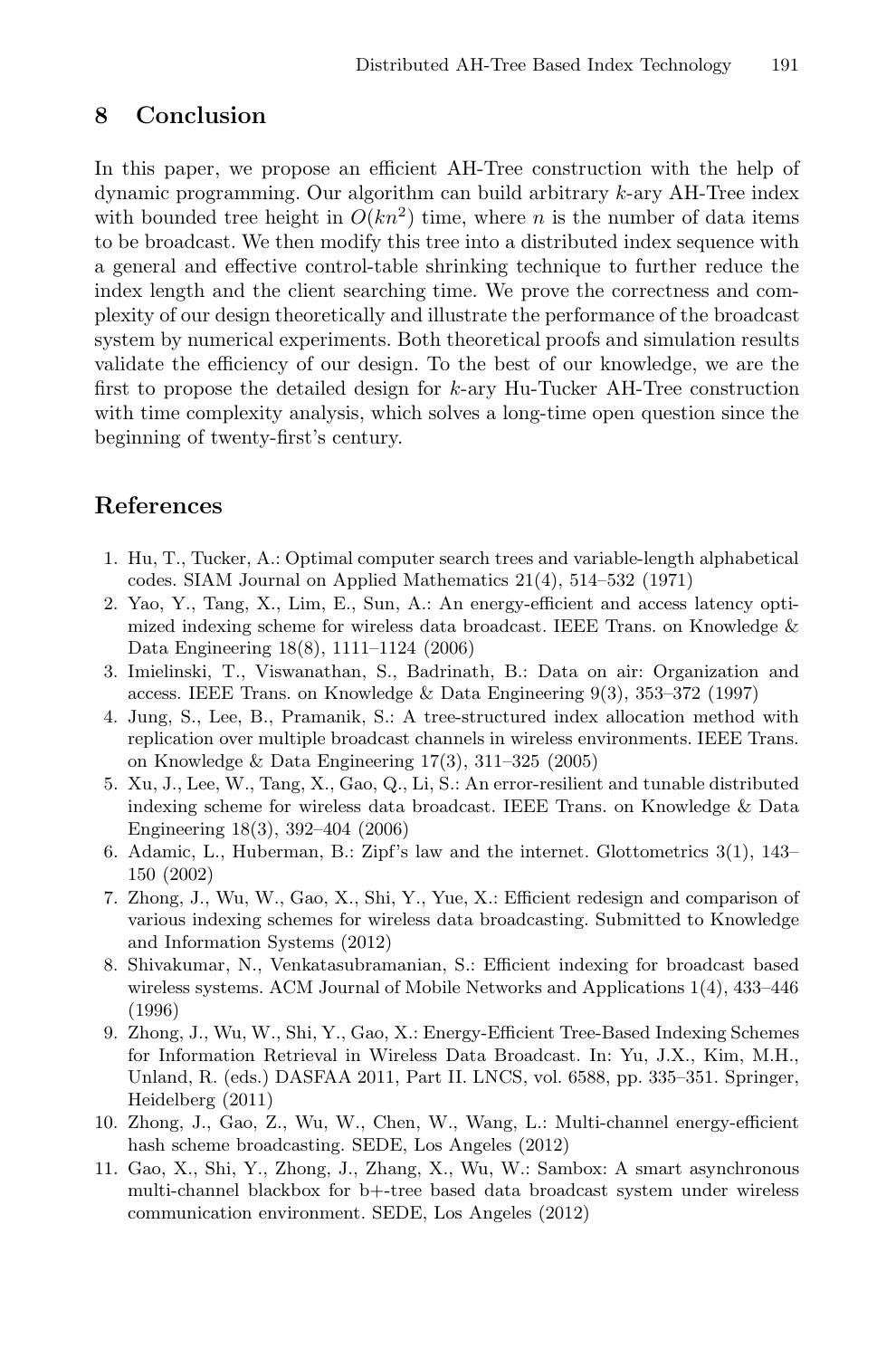## 8 Conclusion

In this paper, we propose an efficient AH-Tree construction with the help of dynamic programming. Our algorithm can build arbitrary $k$-ary AH-Tree index with bounded tree height in $O(kn^2)$ time, where $n$ is the number of data items to be broadcast. We then modify this tree into a distributed index sequence with a general and effective control-table shrinking technique to further reduce the index length and the client searching time. We prove the correctness and complexity of our design theoretically and illustrate the performance of the broadcast system by numerical experiments. Both theoretical proofs and simulation results validate the efficiency of our design. To the best of our knowledge, we are the first to propose the detailed design for $k$-ary Hu-Tucker AH-Tree construction with time complexity analysis, which solves a long-time open question since the beginning of twenty-first's century.

## References

1. Hu, T., Tucker, A.: Optimal computer search trees and variable-length alphabetical codes. SIAM Journal on Applied Mathematics 21(4), 514–532 (1971)
2. Yao, Y., Tang, X., Lim, E., Sun, A.: An energy-efficient and access latency optimized indexing scheme for wireless data broadcast. IEEE Trans. on Knowledge & Data Engineering 18(8), 1111–1124 (2006)
3. Imielinski, T., Viswanathan, S., Badrinath, B.: Data on air: Organization and access. IEEE Trans. on Knowledge & Data Engineering 9(3), 353–372 (1997)
4. Jung, S., Lee, B., Pramanik, S.: A tree-structured index allocation method with replication over multiple broadcast channels in wireless environments. IEEE Trans. on Knowledge & Data Engineering 17(3), 311–325 (2005)
5. Xu, J., Lee, W., Tang, X., Gao, Q., Li, S.: An error-resilient and tunable distributed indexing scheme for wireless data broadcast. IEEE Trans. on Knowledge & Data Engineering 18(3), 392–404 (2006)
6. Adamic, L., Huberman, B.: Zipf's law and the internet. Glottometrics 3(1), 143–150 (2002)
7. Zhong, J., Wu, W., Gao, X., Shi, Y., Yue, X.: Efficient redesign and comparison of various indexing schemes for wireless data broadcasting. Submitted to Knowledge and Information Systems (2012)
8. Shivakumar, N., Venkatasubramanian, S.: Efficient indexing for broadcast based wireless systems. ACM Journal of Mobile Networks and Applications 1(4), 433–446 (1996)
9. Zhong, J., Wu, W., Shi, Y., Gao, X.: Energy-Efficient Tree-Based Indexing Schemes for Information Retrieval in Wireless Data Broadcast. In: Yu, J.X., Kim, M.H., Unland, R. (eds.) DASFAA 2011, Part II. LNCS, vol. 6588, pp. 335–351. Springer, Heidelberg (2011)
10. Zhong, J., Gao, Z., Wu, W., Chen, W., Wang, L.: Multi-channel energy-efficient hash scheme broadcasting. SEDE, Los Angeles (2012)
11. Gao, X., Shi, Y., Zhong, J., Zhang, X., Wu, W.: Sambox: A smart asynchronous multi-channel blackbox for b+-tree based data broadcast system under wireless communication environment. SEDE, Los Angeles (2012)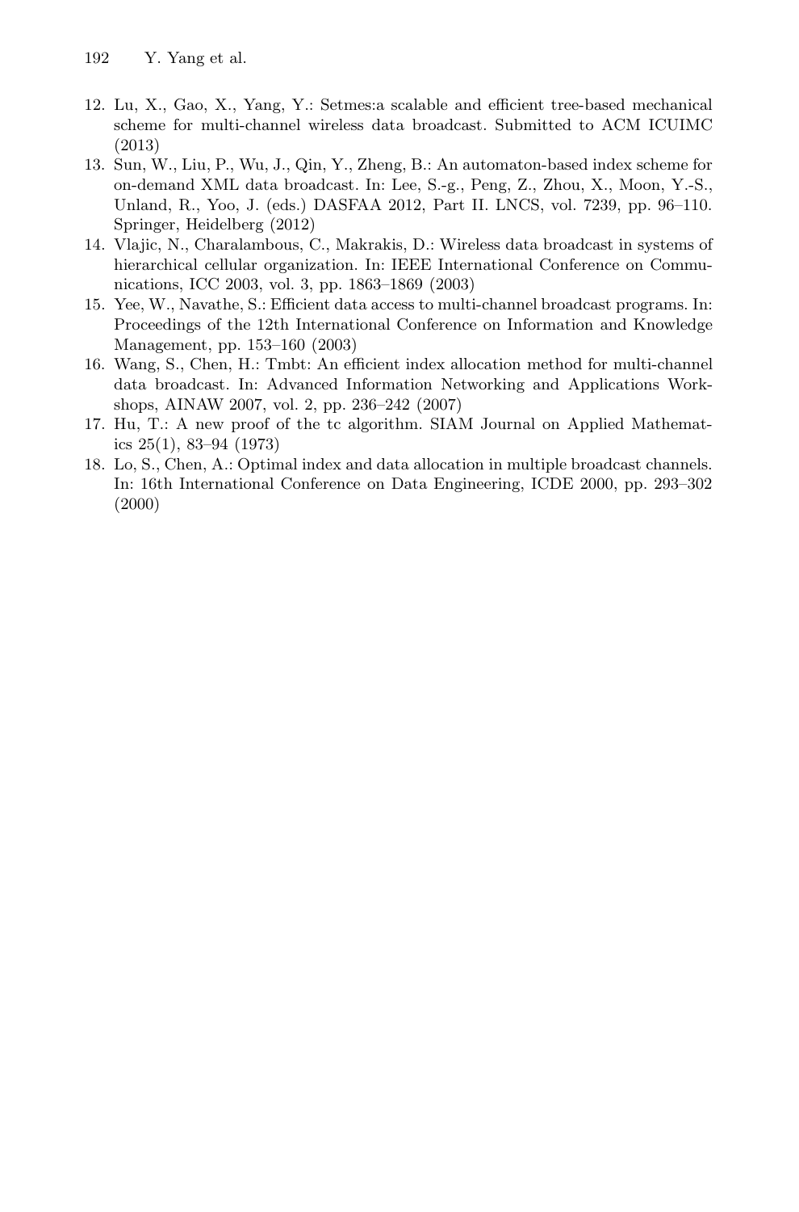12. Lu, X., Gao, X., Yang, Y.: Setmes:a scalable and efficient tree-based mechanical scheme for multi-channel wireless data broadcast. Submitted to ACM ICUIMC (2013)
13. Sun, W., Liu, P., Wu, J., Qin, Y., Zheng, B.: An automaton-based index scheme for on-demand XML data broadcast. In: Lee, S.-g., Peng, Z., Zhou, X., Moon, Y.-S., Unland, R., Yoo, J. (eds.) DASFAA 2012, Part II. LNCS, vol. 7239, pp. 96–110. Springer, Heidelberg (2012)
14. Vlajic, N., Charalambous, C., Makrakis, D.: Wireless data broadcast in systems of hierarchical cellular organization. In: IEEE International Conference on Communications, ICC 2003, vol. 3, pp. 1863–1869 (2003)
15. Yee, W., Navathe, S.: Efficient data access to multi-channel broadcast programs. In: Proceedings of the 12th International Conference on Information and Knowledge Management, pp. 153–160 (2003)
16. Wang, S., Chen, H.: Tmbt: An efficient index allocation method for multi-channel data broadcast. In: Advanced Information Networking and Applications Workshops, AINAW 2007, vol. 2, pp. 236–242 (2007)
17. Hu, T.: A new proof of the tc algorithm. SIAM Journal on Applied Mathematics 25(1), 83–94 (1973)
18. Lo, S., Chen, A.: Optimal index and data allocation in multiple broadcast channels. In: 16th International Conference on Data Engineering, ICDE 2000, pp. 293–302 (2000)